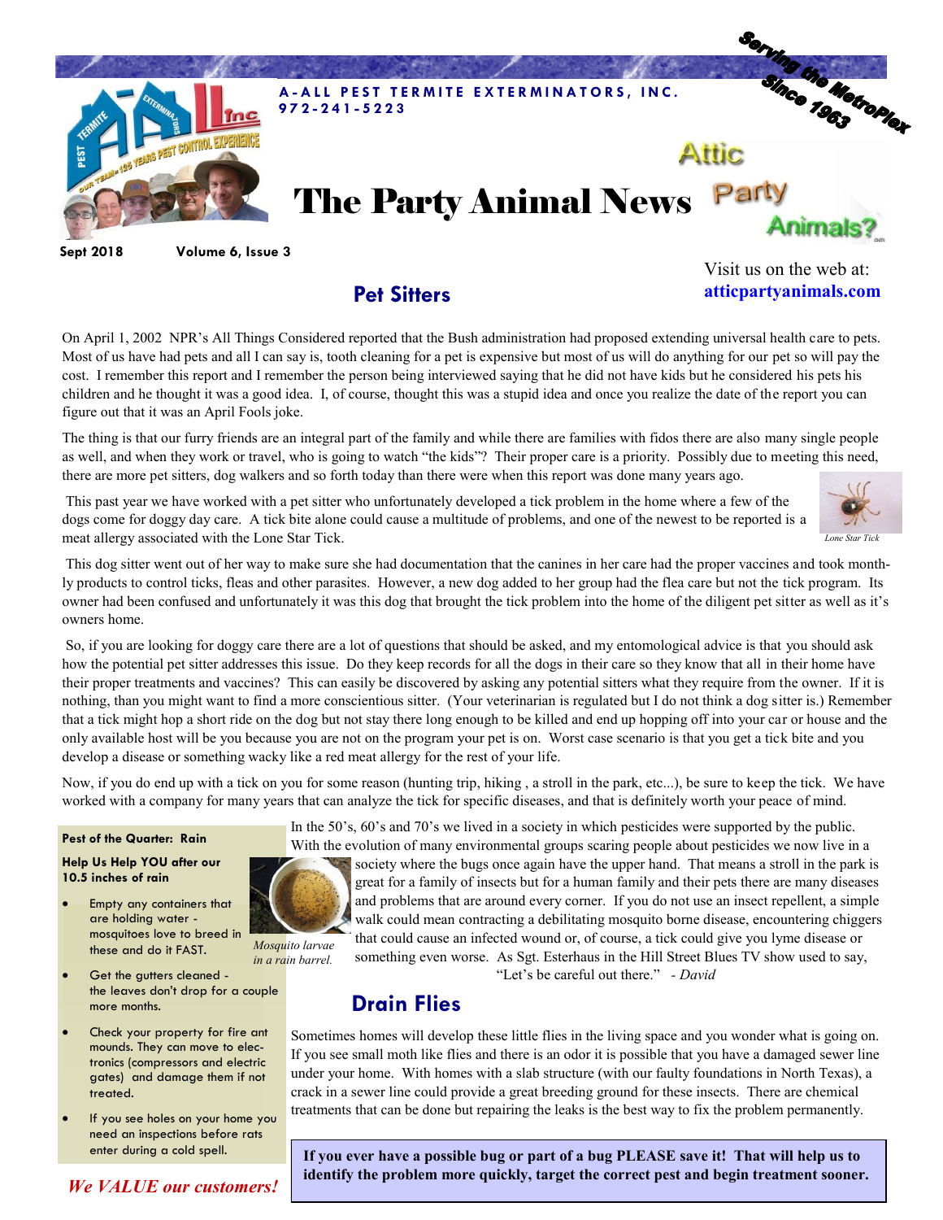A-ALL PEST TERMITE EXTERMINATORS, INC.
972-241-5223

Serving the MetroPlex Since 1963

# The Party Animal News

Attic Party Animals?

**Sept 2018** **Volume 6, Issue 3**

Visit us on the web at: **atticpartyanimals.com**

## Pet Sitters

On April 1, 2002 NPR's All Things Considered reported that the Bush administration had proposed extending universal health care to pets. Most of us have had pets and all I can say is, tooth cleaning for a pet is expensive but most of us will do anything for our pet so will pay the cost. I remember this report and I remember the person being interviewed saying that he did not have kids but he considered his pets his children and he thought it was a good idea. I, of course, thought this was a stupid idea and once you realize the date of the report you can figure out that it was an April Fools joke.

The thing is that our furry friends are an integral part of the family and while there are families with fidos there are also many single people as well, and when they work or travel, who is going to watch "the kids"? Their proper care is a priority. Possibly due to meeting this need, there are more pet sitters, dog walkers and so forth today than there were when this report was done many years ago.

This past year we have worked with a pet sitter who unfortunately developed a tick problem in the home where a few of the dogs come for doggy day care. A tick bite alone could cause a multitude of problems, and one of the newest to be reported is a meat allergy associated with the Lone Star Tick.

*Lone Star Tick*

This dog sitter went out of her way to make sure she had documentation that the canines in her care had the proper vaccines and took monthly products to control ticks, fleas and other parasites. However, a new dog added to her group had the flea care but not the tick program. Its owner had been confused and unfortunately it was this dog that brought the tick problem into the home of the diligent pet sitter as well as it's owners home.

So, if you are looking for doggy care there are a lot of questions that should be asked, and my entomological advice is that you should ask how the potential pet sitter addresses this issue. Do they keep records for all the dogs in their care so they know that all in their home have their proper treatments and vaccines? This can easily be discovered by asking any potential sitters what they require from the owner. If it is nothing, than you might want to find a more conscientious sitter. (Your veterinarian is regulated but I do not think a dog sitter is.) Remember that a tick might hop a short ride on the dog but not stay there long enough to be killed and end up hopping off into your car or house and the only available host will be you because you are not on the program your pet is on. Worst case scenario is that you get a tick bite and you develop a disease or something wacky like a red meat allergy for the rest of your life.

Now, if you do end up with a tick on you for some reason (hunting trip, hiking , a stroll in the park, etc...), be sure to keep the tick. We have worked with a company for many years that can analyze the tick for specific diseases, and that is definitely worth your peace of mind.

In the 50's, 60's and 70's we lived in a society in which pesticides were supported by the public. With the evolution of many environmental groups scaring people about pesticides we now live in a society where the bugs once again have the upper hand. That means a stroll in the park is great for a family of insects but for a human family and their pets there are many diseases and problems that are around every corner. If you do not use an insect repellent, a simple walk could mean contracting a debilitating mosquito borne disease, encountering chiggers that could cause an infected wound or, of course, a tick could give you lyme disease or something even worse. As Sgt. Esterhaus in the Hill Street Blues TV show used to say, "Let's be careful out there." *- David*

**Pest of the Quarter: Rain**

**Help Us Help YOU after our 10.5 inches of rain**

- Empty any containers that are holding water - mosquitoes love to breed in these and do it FAST.
- Get the gutters cleaned - the leaves don't drop for a couple more months.
- Check your property for fire ant mounds. They can move to electronics (compressors and electric gates) and damage them if not treated.
- If you see holes on your home you need an inspections before rats enter during a cold spell.

*Mosquito larvae in a rain barrel.*

***We VALUE our customers!***

## Drain Flies

Sometimes homes will develop these little flies in the living space and you wonder what is going on. If you see small moth like flies and there is an odor it is possible that you have a damaged sewer line under your home. With homes with a slab structure (with our faulty foundations in North Texas), a crack in a sewer line could provide a great breeding ground for these insects. There are chemical treatments that can be done but repairing the leaks is the best way to fix the problem permanently.

**If you ever have a possible bug or part of a bug PLEASE save it! That will help us to identify the problem more quickly, target the correct pest and begin treatment sooner.**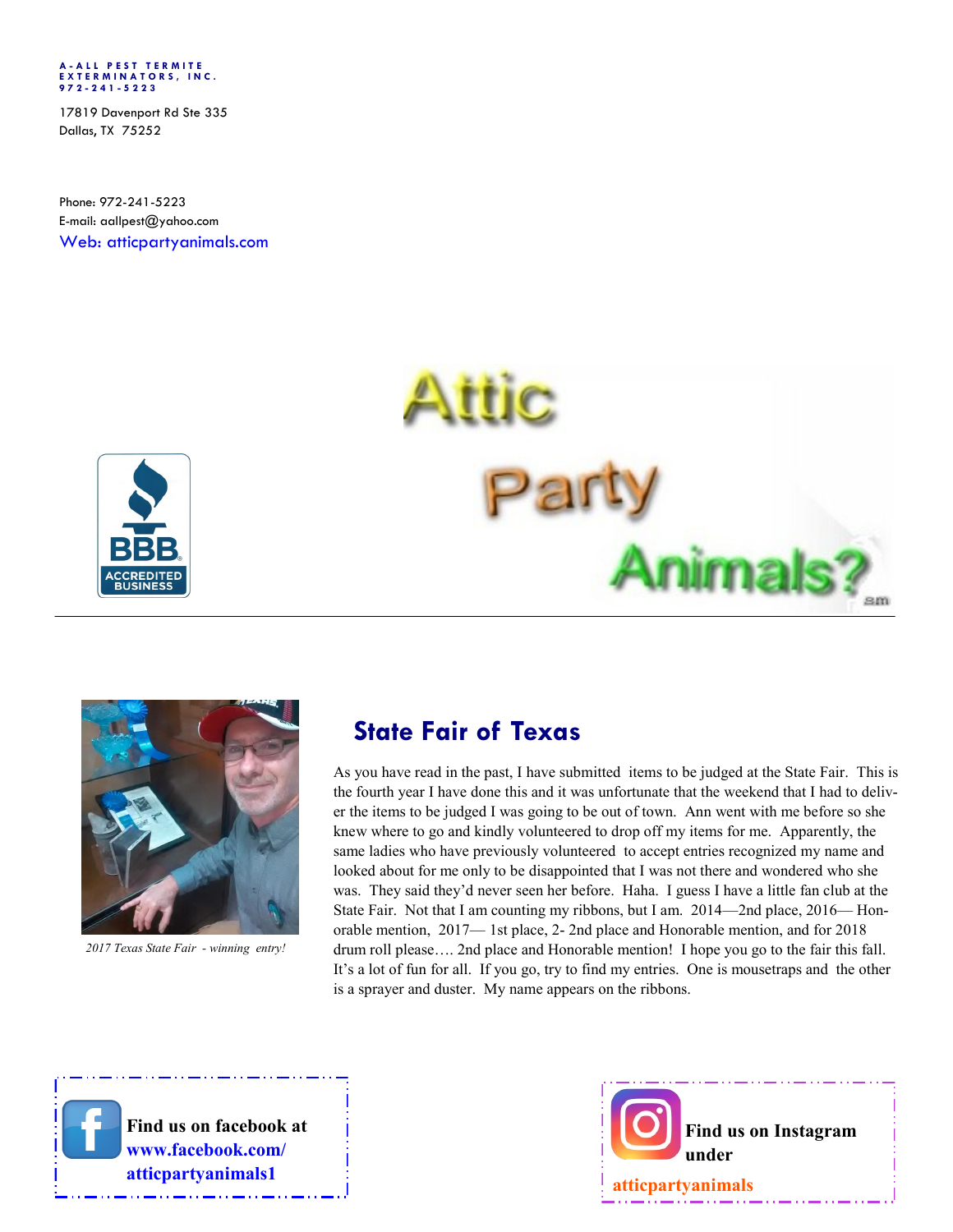A-ALL PEST TERMITE EXTERMINATORS, INC.
972-241-5223

17819 Davenport Rd Ste 335
Dallas, TX 75252

Phone: 972-241-5223
E-mail: aallpest@yahoo.com
Web: atticpartyanimals.com

Attic Party Animals?

## State Fair of Texas

*2017 Texas State Fair - winning entry!*

As you have read in the past, I have submitted items to be judged at the State Fair. This is the fourth year I have done this and it was unfortunate that the weekend that I had to deliver the items to be judged I was going to be out of town. Ann went with me before so she knew where to go and kindly volunteered to drop off my items for me. Apparently, the same ladies who have previously volunteered to accept entries recognized my name and looked about for me only to be disappointed that I was not there and wondered who she was. They said they'd never seen her before. Haha. I guess I have a little fan club at the State Fair. Not that I am counting my ribbons, but I am. 2014—2nd place, 2016— Honorable mention, 2017— 1st place, 2- 2nd place and Honorable mention, and for 2018 drum roll please…. 2nd place and Honorable mention! I hope you go to the fair this fall. It's a lot of fun for all. If you go, try to find my entries. One is mousetraps and the other is a sprayer and duster. My name appears on the ribbons.

**Find us on facebook at www.facebook.com/atticpartyanimals1**

**Find us on Instagram under atticpartyanimals**